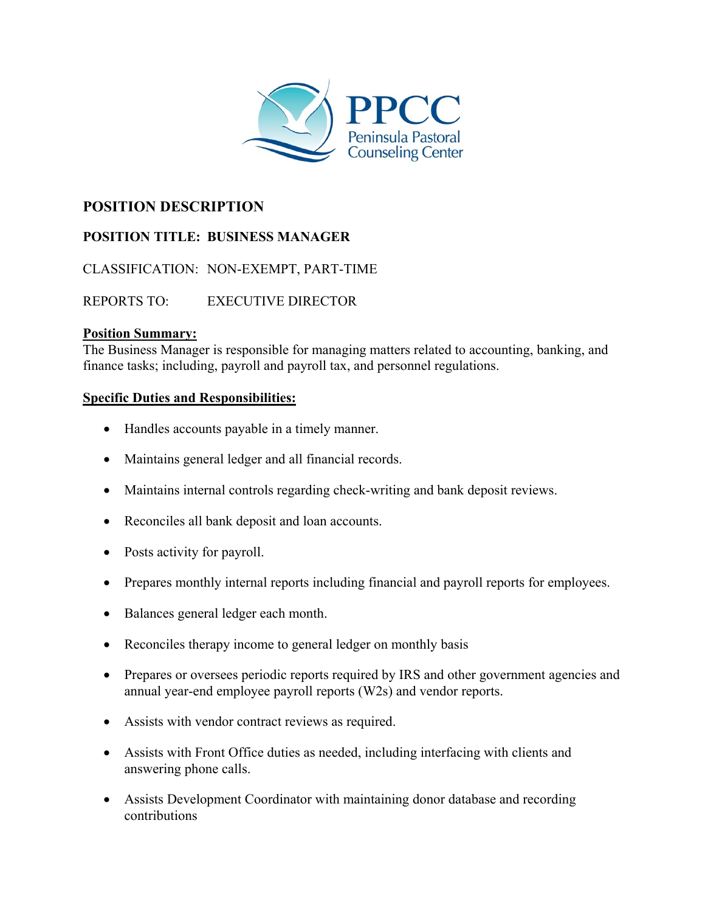PPCC
Peninsula Pastoral Counseling Center

## POSITION DESCRIPTION

**POSITION TITLE: BUSINESS MANAGER**

CLASSIFICATION: NON-EXEMPT, PART-TIME

REPORTS TO: EXECUTIVE DIRECTOR

**Position Summary:**
The Business Manager is responsible for managing matters related to accounting, banking, and finance tasks; including, payroll and payroll tax, and personnel regulations.

**Specific Duties and Responsibilities:**

- Handles accounts payable in a timely manner.
- Maintains general ledger and all financial records.
- Maintains internal controls regarding check-writing and bank deposit reviews.
- Reconciles all bank deposit and loan accounts.
- Posts activity for payroll.
- Prepares monthly internal reports including financial and payroll reports for employees.
- Balances general ledger each month.
- Reconciles therapy income to general ledger on monthly basis
- Prepares or oversees periodic reports required by IRS and other government agencies and annual year-end employee payroll reports (W2s) and vendor reports.
- Assists with vendor contract reviews as required.
- Assists with Front Office duties as needed, including interfacing with clients and answering phone calls.
- Assists Development Coordinator with maintaining donor database and recording contributions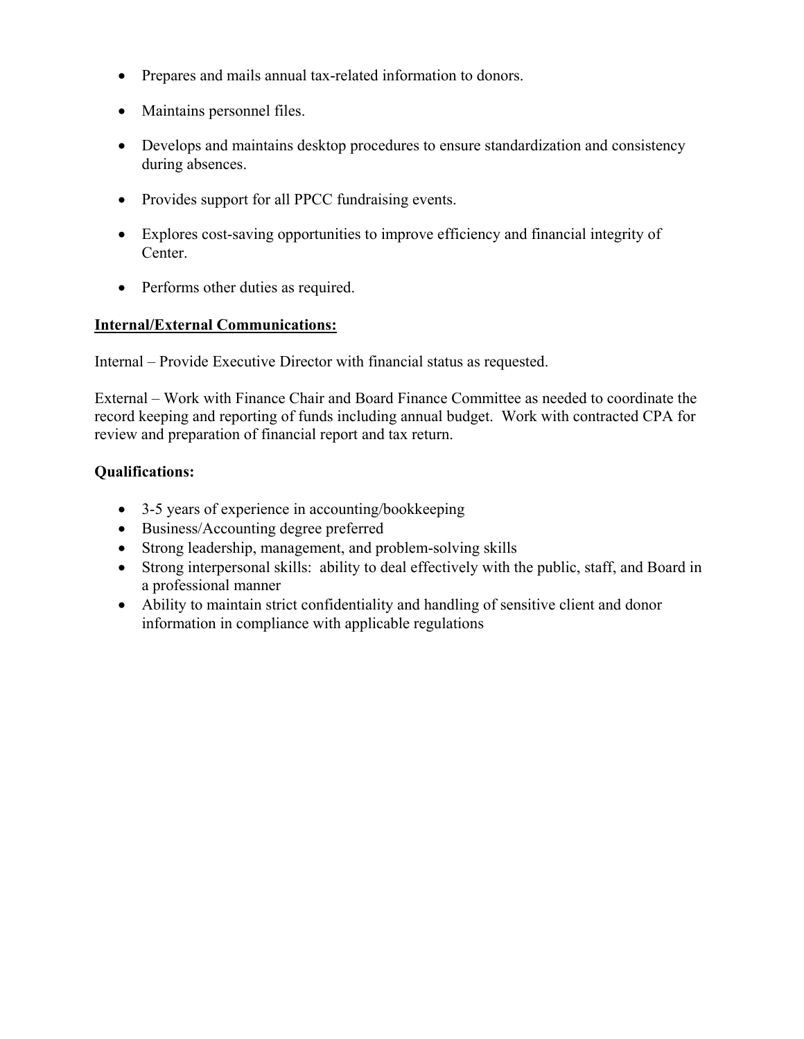- Prepares and mails annual tax-related information to donors.
- Maintains personnel files.
- Develops and maintains desktop procedures to ensure standardization and consistency during absences.
- Provides support for all PPCC fundraising events.
- Explores cost-saving opportunities to improve efficiency and financial integrity of Center.
- Performs other duties as required.

**Internal/External Communications:**

Internal – Provide Executive Director with financial status as requested.

External – Work with Finance Chair and Board Finance Committee as needed to coordinate the record keeping and reporting of funds including annual budget. Work with contracted CPA for review and preparation of financial report and tax return.

**Qualifications:**

- 3-5 years of experience in accounting/bookkeeping
- Business/Accounting degree preferred
- Strong leadership, management, and problem-solving skills
- Strong interpersonal skills: ability to deal effectively with the public, staff, and Board in a professional manner
- Ability to maintain strict confidentiality and handling of sensitive client and donor information in compliance with applicable regulations